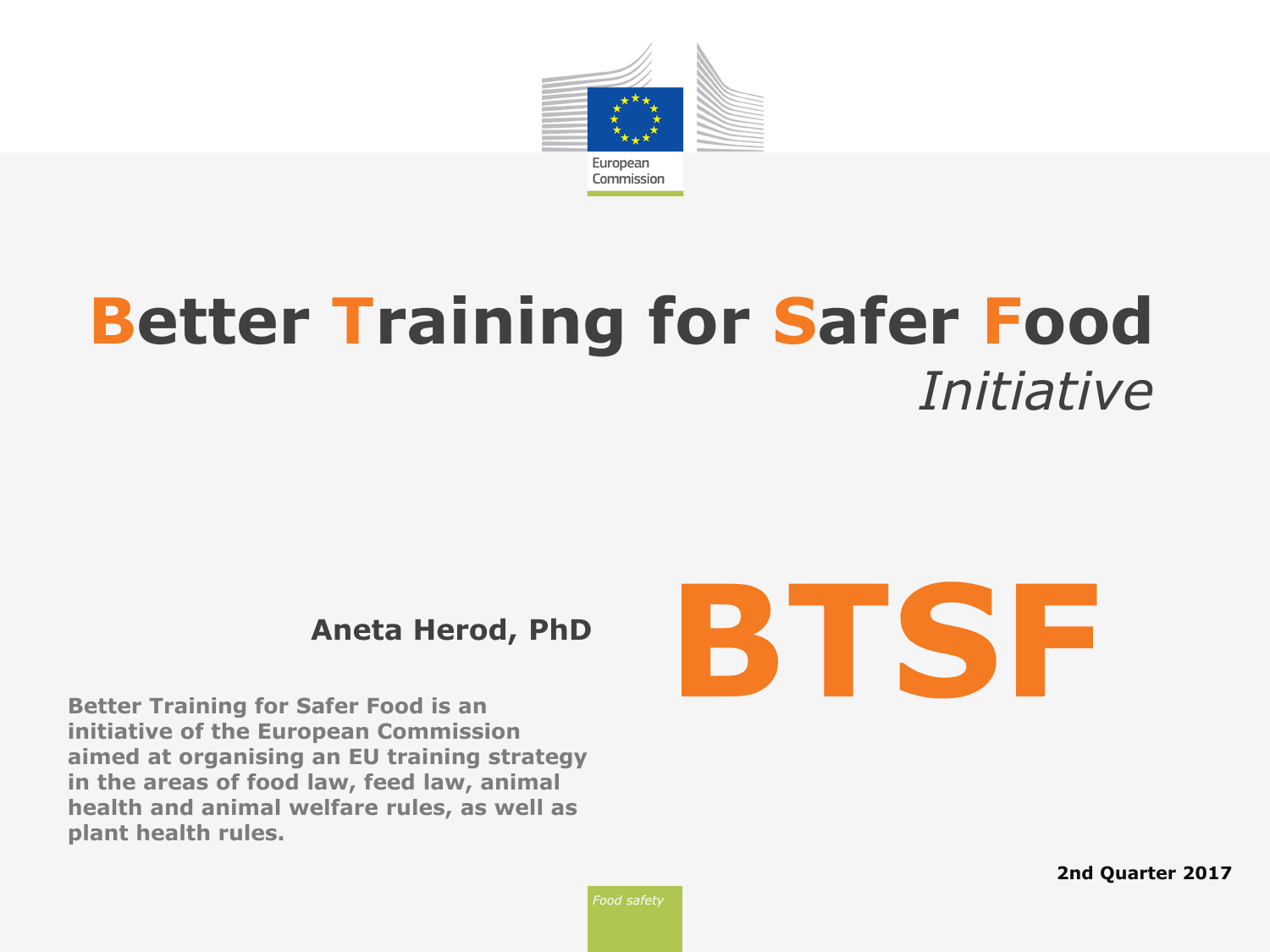European Commission

# Better Training for Safer Food

*Initiative*

**Aneta Herod, PhD**

# BTSF

**Better Training for Safer Food is an initiative of the European Commission aimed at organising an EU training strategy in the areas of food law, feed law, animal health and animal welfare rules, as well as plant health rules.**

**2nd Quarter 2017**

*Food safety*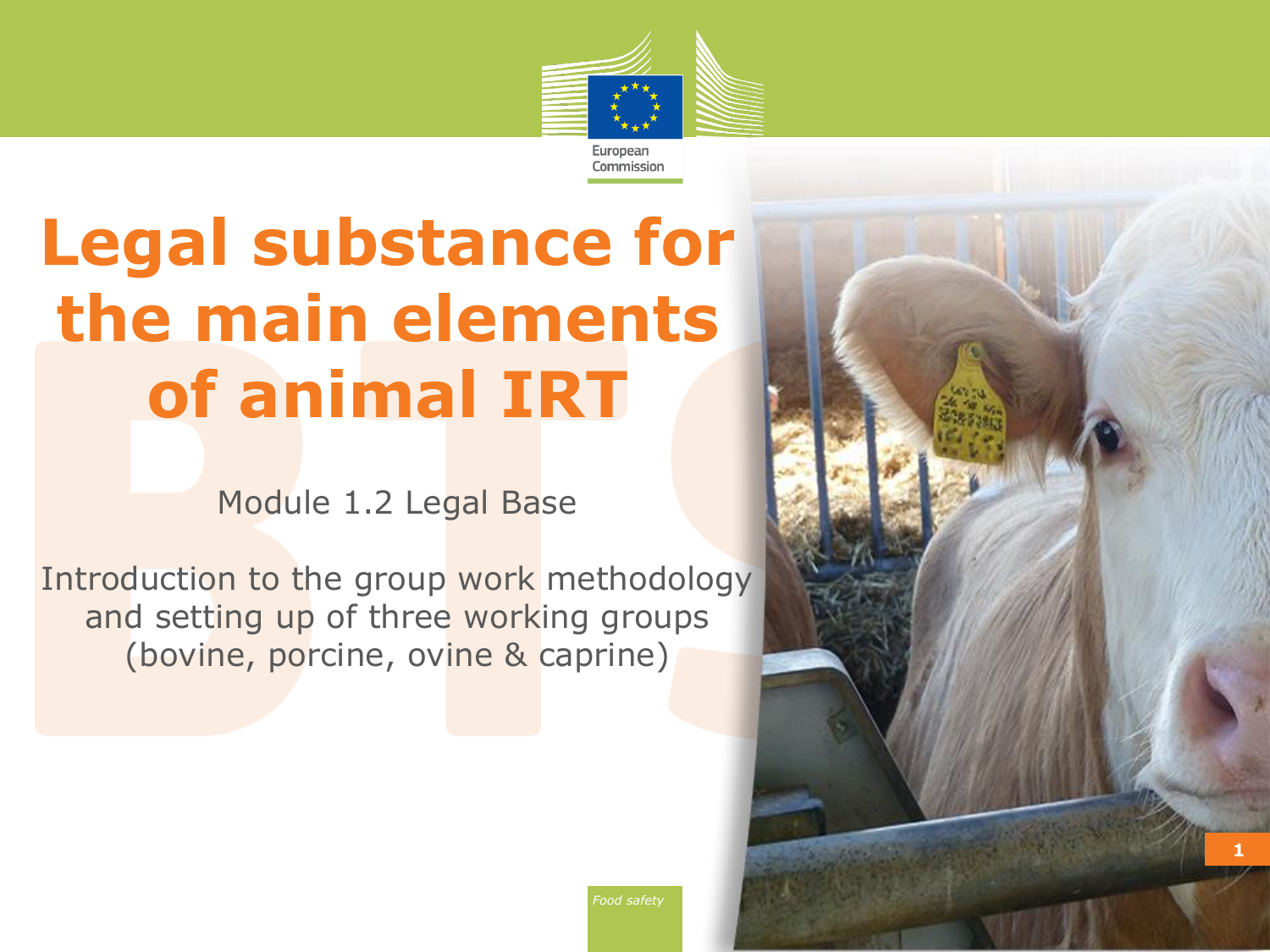# Legal substance for the main elements of animal IRT

Module 1.2 Legal Base

Introduction to the group work methodology and setting up of three working groups (bovine, porcine, ovine & caprine)

*Food safety*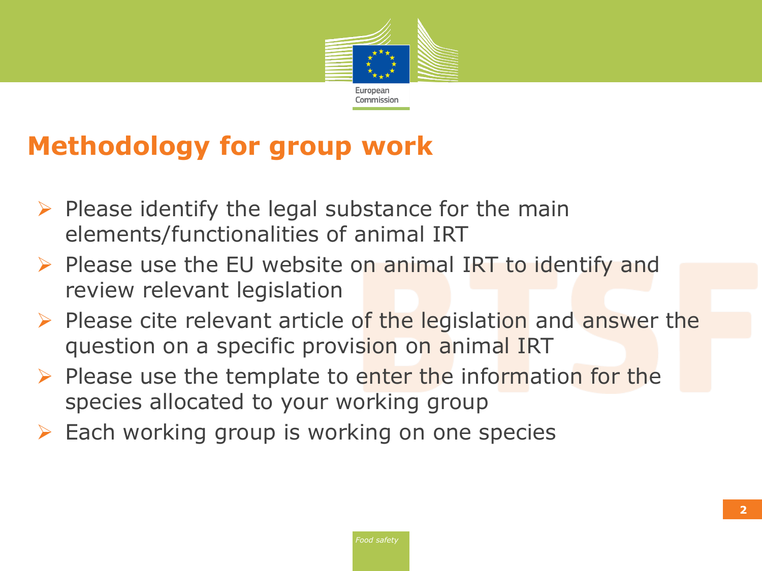# Methodology for group work

- Please identify the legal substance for the main elements/functionalities of animal IRT
- Please use the EU website on animal IRT to identify and review relevant legislation
- Please cite relevant article of the legislation and answer the question on a specific provision on animal IRT
- Please use the template to enter the information for the species allocated to your working group
- Each working group is working on one species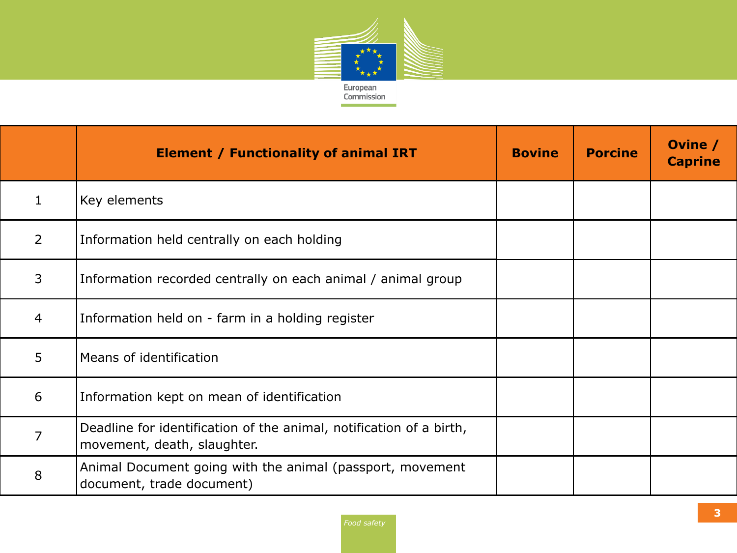| | Element / Functionality of animal IRT | Bovine | Porcine | Ovine / Caprine |
|---|---|---|---|---|
| 1 | Key elements | | | |
| 2 | Information held centrally on each holding | | | |
| 3 | Information recorded centrally on each animal / animal group | | | |
| 4 | Information held on - farm in a holding register | | | |
| 5 | Means of identification | | | |
| 6 | Information kept on mean of identification | | | |
| 7 | Deadline for identification of the animal, notification of a birth, movement, death, slaughter. | | | |
| 8 | Animal Document going with the animal (passport, movement document, trade document) | | | |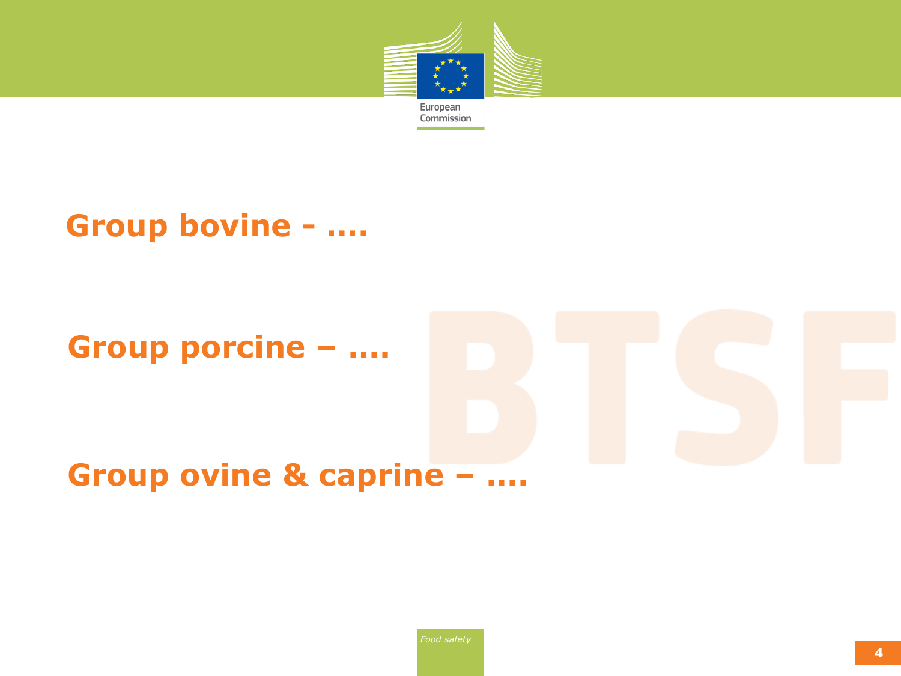## Group bovine - ….

## Group porcine – ….

## Group ovine & caprine – ….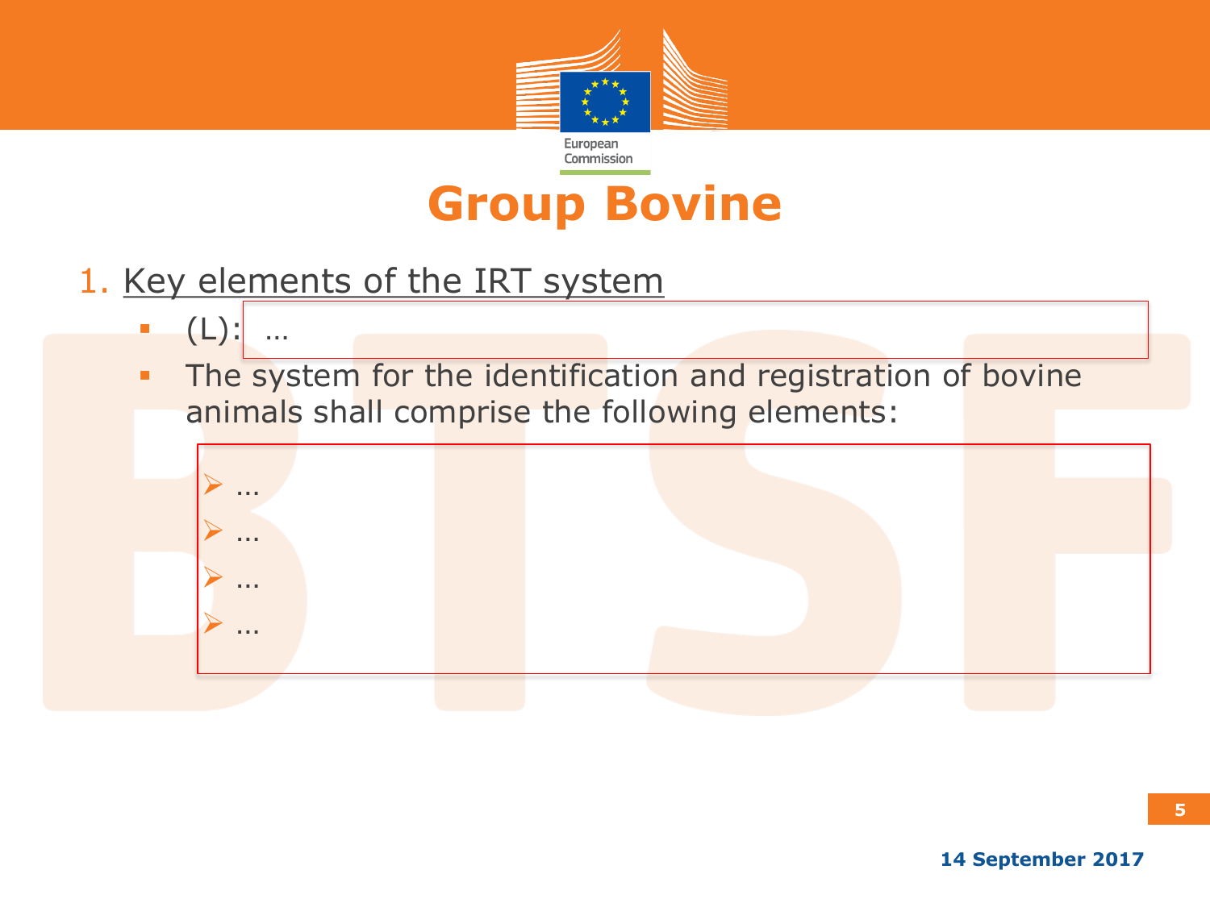# Group Bovine

1. Key elements of the IRT system

- (L): …
- The system for the identification and registration of bovine animals shall comprise the following elements:
  - …
  - …
  - …
  - …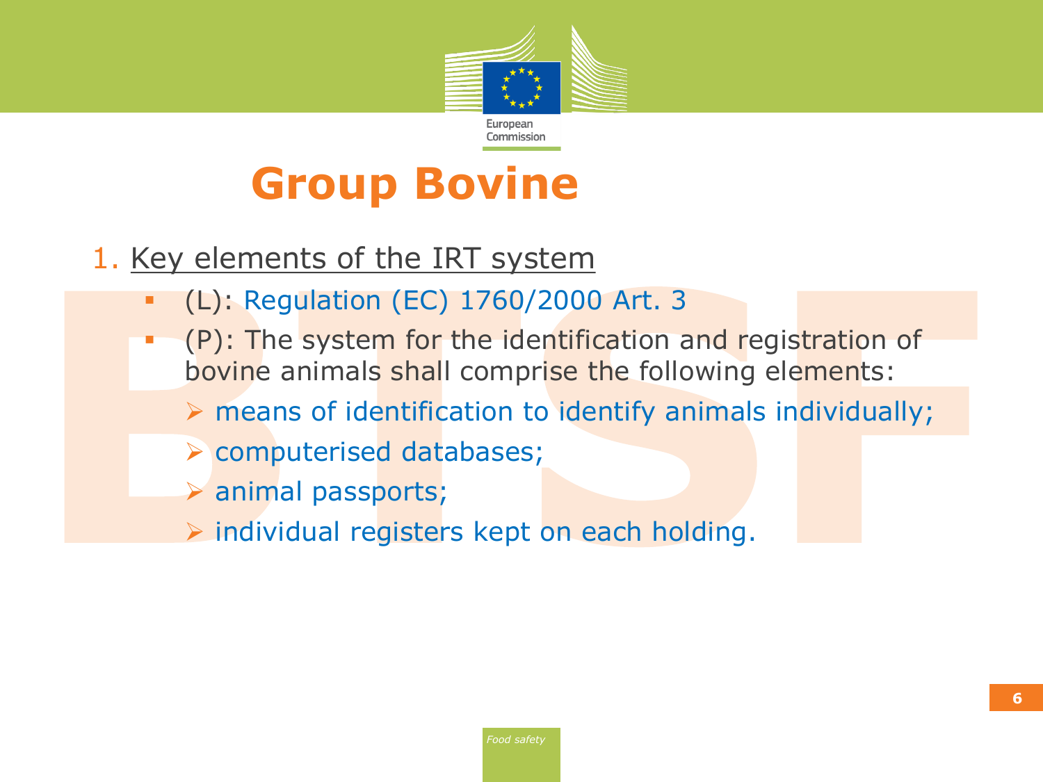# Group Bovine

1. Key elements of the IRT system
   - (L): Regulation (EC) 1760/2000 Art. 3
   - (P): The system for the identification and registration of bovine animals shall comprise the following elements:
     - means of identification to identify animals individually;
     - computerised databases;
     - animal passports;
     - individual registers kept on each holding.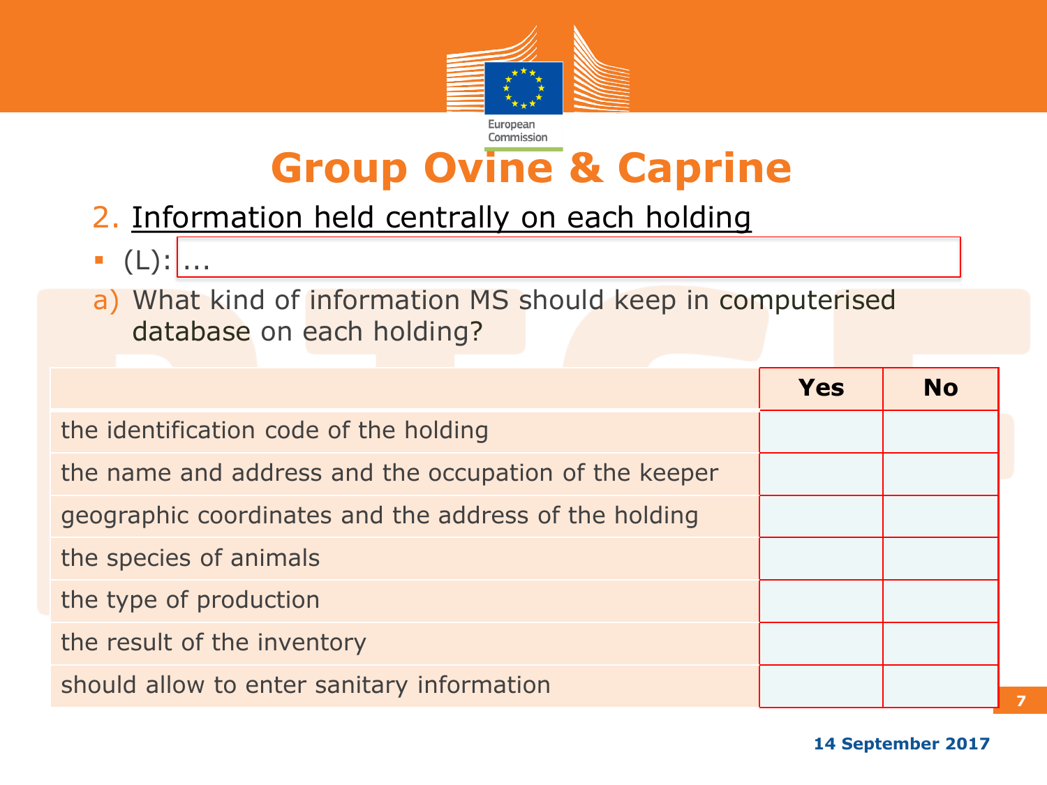# Group Ovine & Caprine

## 2. Information held centrally on each holding

- (L): ...

a) What kind of information MS should keep in computerised database on each holding?

| | Yes | No |
|---|---|---|
| the identification code of the holding | | |
| the name and address and the occupation of the keeper | | |
| geographic coordinates and the address of the holding | | |
| the species of animals | | |
| the type of production | | |
| the result of the inventory | | |
| should allow to enter sanitary information | | |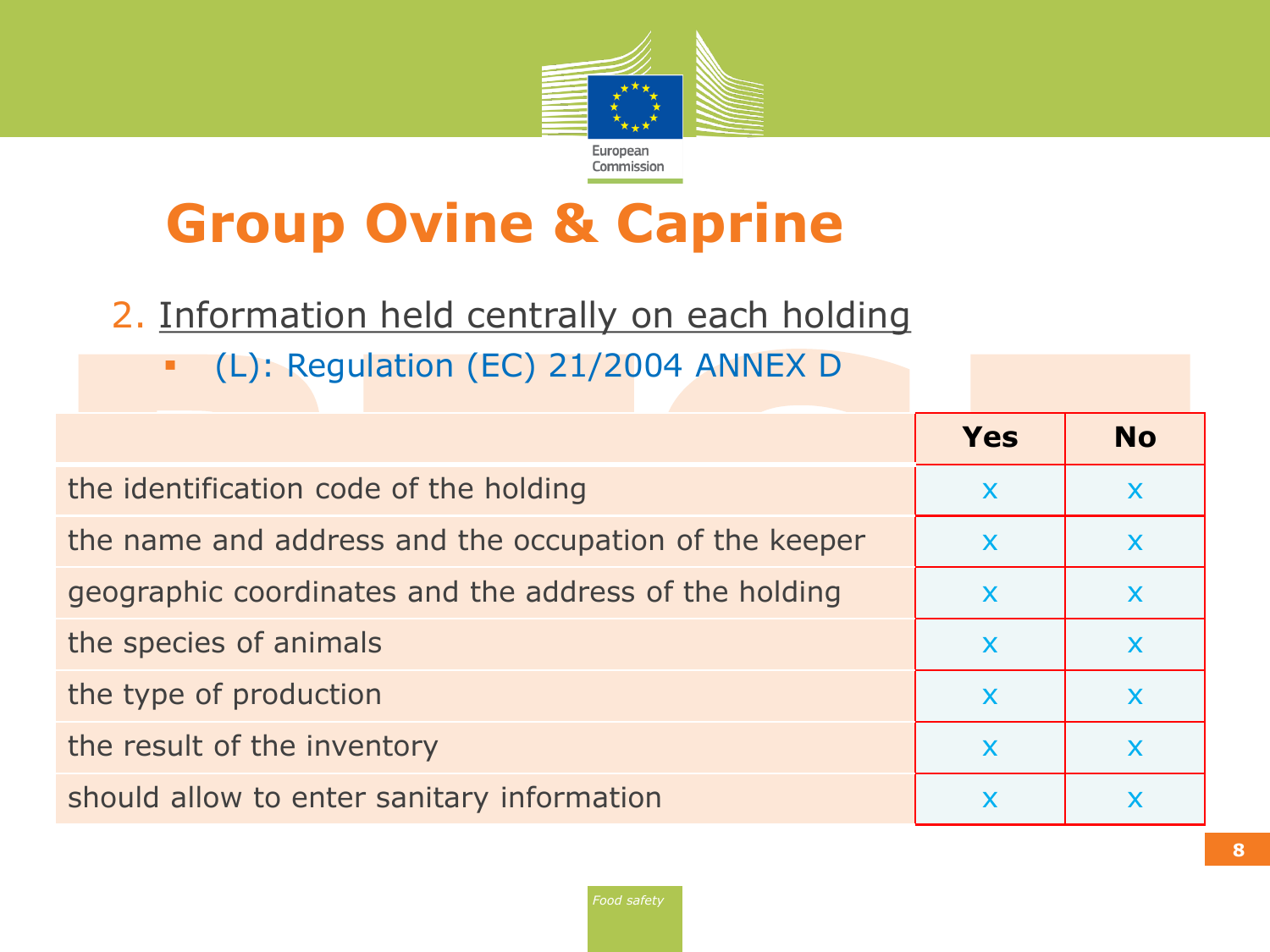# Group Ovine & Caprine

2. Information held centrally on each holding
   - (L): Regulation (EC) 21/2004 ANNEX D

| | Yes | No |
|---|---|---|
| the identification code of the holding | x | x |
| the name and address and the occupation of the keeper | x | x |
| geographic coordinates and the address of the holding | x | x |
| the species of animals | x | x |
| the type of production | x | x |
| the result of the inventory | x | x |
| should allow to enter sanitary information | x | x |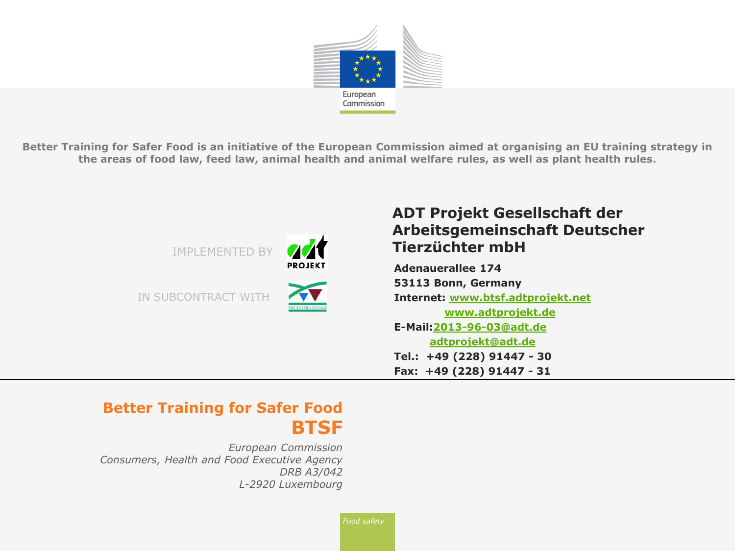European Commission

**Better Training for Safer Food is an initiative of the European Commission aimed at organising an EU training strategy in the areas of food law, feed law, animal health and animal welfare rules, as well as plant health rules.**

IMPLEMENTED BY

PROJEKT

IN SUBCONTRACT WITH

INSTITUT DE L'ÉLEVAGE

## ADT Projekt Gesellschaft der Arbeitsgemeinschaft Deutscher Tierzüchter mbH

**Adenauerallee 174**
**53113 Bonn, Germany**
**Internet: www.btsf.adtprojekt.net**
**www.adtprojekt.de**
**E-Mail: 2013-96-03@adt.de**
**adtprojekt@adt.de**
**Tel.: +49 (228) 91447 - 30**
**Fax: +49 (228) 91447 - 31**

## Better Training for Safer Food
## BTSF

*European Commission*
*Consumers, Health and Food Executive Agency*
*DRB A3/042*
*L-2920 Luxembourg*

*Food safety*